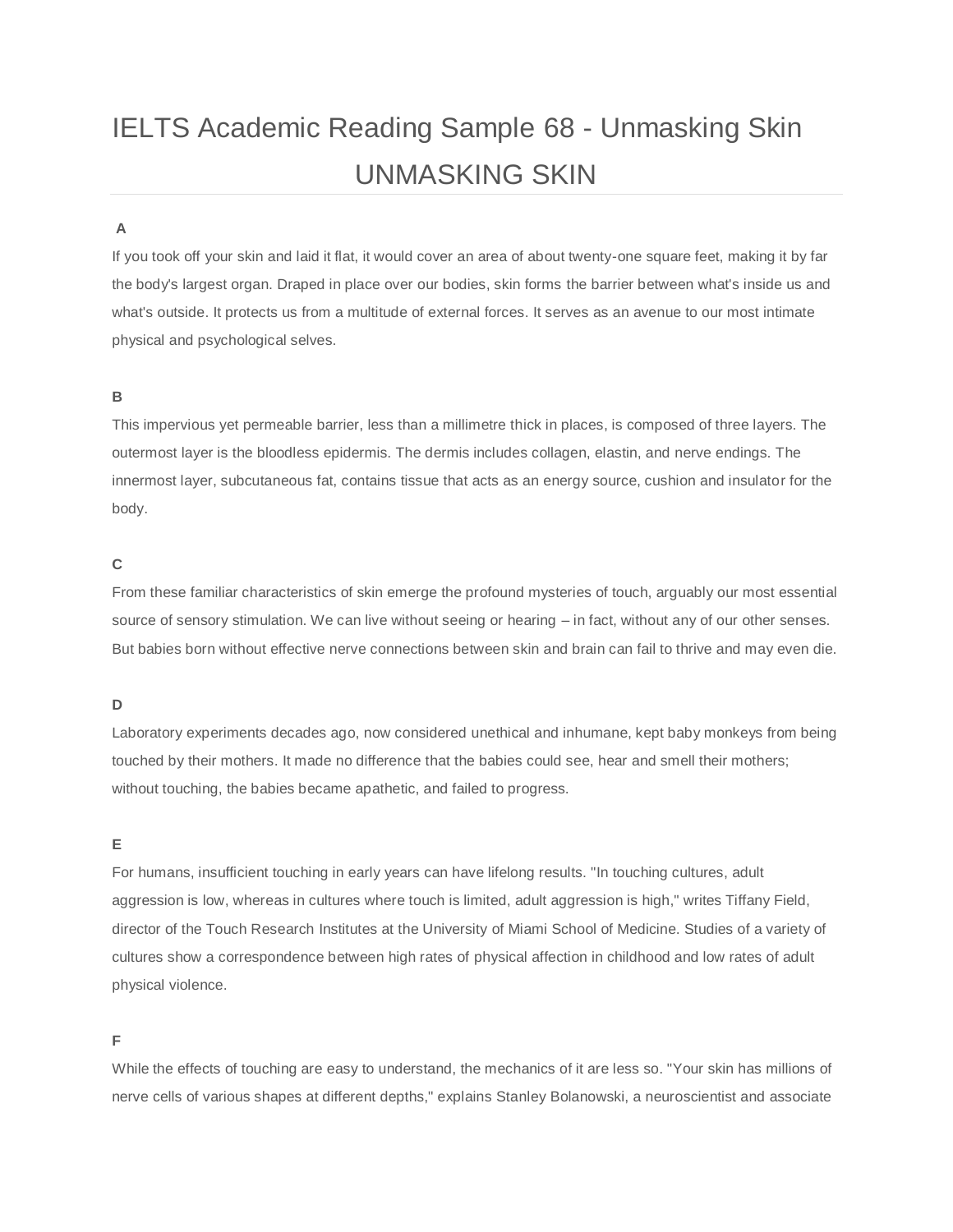# IELTS Academic Reading Sample 68 - Unmasking Skin

## UNMASKING SKIN

**A**

If you took off your skin and laid it flat, it would cover an area of about twenty-one square feet, making it by far the body's largest organ. Draped in place over our bodies, skin forms the barrier between what's inside us and what's outside. It protects us from a multitude of external forces. It serves as an avenue to our most intimate physical and psychological selves.

**B**

This impervious yet permeable barrier, less than a millimetre thick in places, is composed of three layers. The outermost layer is the bloodless epidermis. The dermis includes collagen, elastin, and nerve endings. The innermost layer, subcutaneous fat, contains tissue that acts as an energy source, cushion and insulator for the body.

**C**

From these familiar characteristics of skin emerge the profound mysteries of touch, arguably our most essential source of sensory stimulation. We can live without seeing or hearing – in fact, without any of our other senses. But babies born without effective nerve connections between skin and brain can fail to thrive and may even die.

**D**

Laboratory experiments decades ago, now considered unethical and inhumane, kept baby monkeys from being touched by their mothers. It made no difference that the babies could see, hear and smell their mothers; without touching, the babies became apathetic, and failed to progress.

**E**

For humans, insufficient touching in early years can have lifelong results. "In touching cultures, adult aggression is low, whereas in cultures where touch is limited, adult aggression is high," writes Tiffany Field, director of the Touch Research Institutes at the University of Miami School of Medicine. Studies of a variety of cultures show a correspondence between high rates of physical affection in childhood and low rates of adult physical violence.

**F**

While the effects of touching are easy to understand, the mechanics of it are less so. "Your skin has millions of nerve cells of various shapes at different depths," explains Stanley Bolanowski, a neuroscientist and associate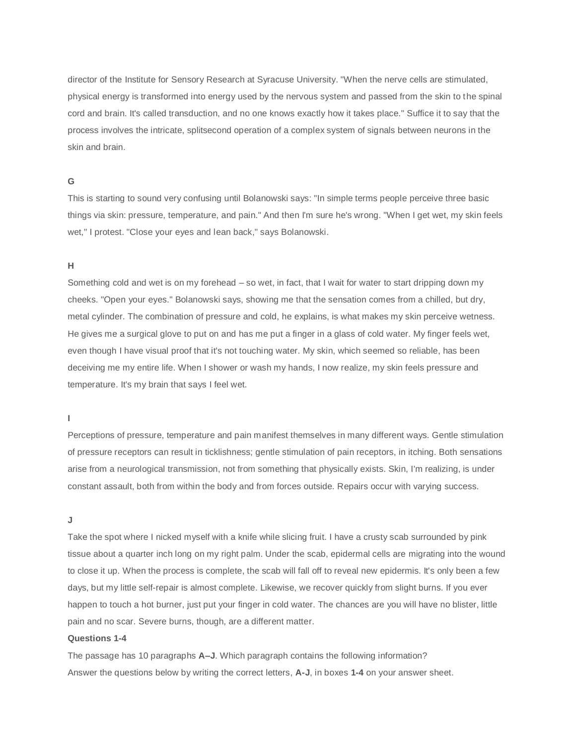director of the Institute for Sensory Research at Syracuse University. "When the nerve cells are stimulated, physical energy is transformed into energy used by the nervous system and passed from the skin to the spinal cord and brain. It's called transduction, and no one knows exactly how it takes place." Suffice it to say that the process involves the intricate, splitsecond operation of a complex system of signals between neurons in the skin and brain.

**G**

This is starting to sound very confusing until Bolanowski says: "In simple terms people perceive three basic things via skin: pressure, temperature, and pain." And then I'm sure he's wrong. "When I get wet, my skin feels wet," I protest. "Close your eyes and lean back," says Bolanowski.

**H**

Something cold and wet is on my forehead – so wet, in fact, that I wait for water to start dripping down my cheeks. "Open your eyes." Bolanowski says, showing me that the sensation comes from a chilled, but dry, metal cylinder. The combination of pressure and cold, he explains, is what makes my skin perceive wetness. He gives me a surgical glove to put on and has me put a finger in a glass of cold water. My finger feels wet, even though I have visual proof that it's not touching water. My skin, which seemed so reliable, has been deceiving me my entire life. When I shower or wash my hands, I now realize, my skin feels pressure and temperature. It's my brain that says I feel wet.

**I**

Perceptions of pressure, temperature and pain manifest themselves in many different ways. Gentle stimulation of pressure receptors can result in ticklishness; gentle stimulation of pain receptors, in itching. Both sensations arise from a neurological transmission, not from something that physically exists. Skin, I'm realizing, is under constant assault, both from within the body and from forces outside. Repairs occur with varying success.

**J**

Take the spot where I nicked myself with a knife while slicing fruit. I have a crusty scab surrounded by pink tissue about a quarter inch long on my right palm. Under the scab, epidermal cells are migrating into the wound to close it up. When the process is complete, the scab will fall off to reveal new epidermis. It's only been a few days, but my little self-repair is almost complete. Likewise, we recover quickly from slight burns. If you ever happen to touch a hot burner, just put your finger in cold water. The chances are you will have no blister, little pain and no scar. Severe burns, though, are a different matter.

**Questions 1-4**

The passage has 10 paragraphs **A–J**. Which paragraph contains the following information?

Answer the questions below by writing the correct letters, **A-J**, in boxes **1-4** on your answer sheet.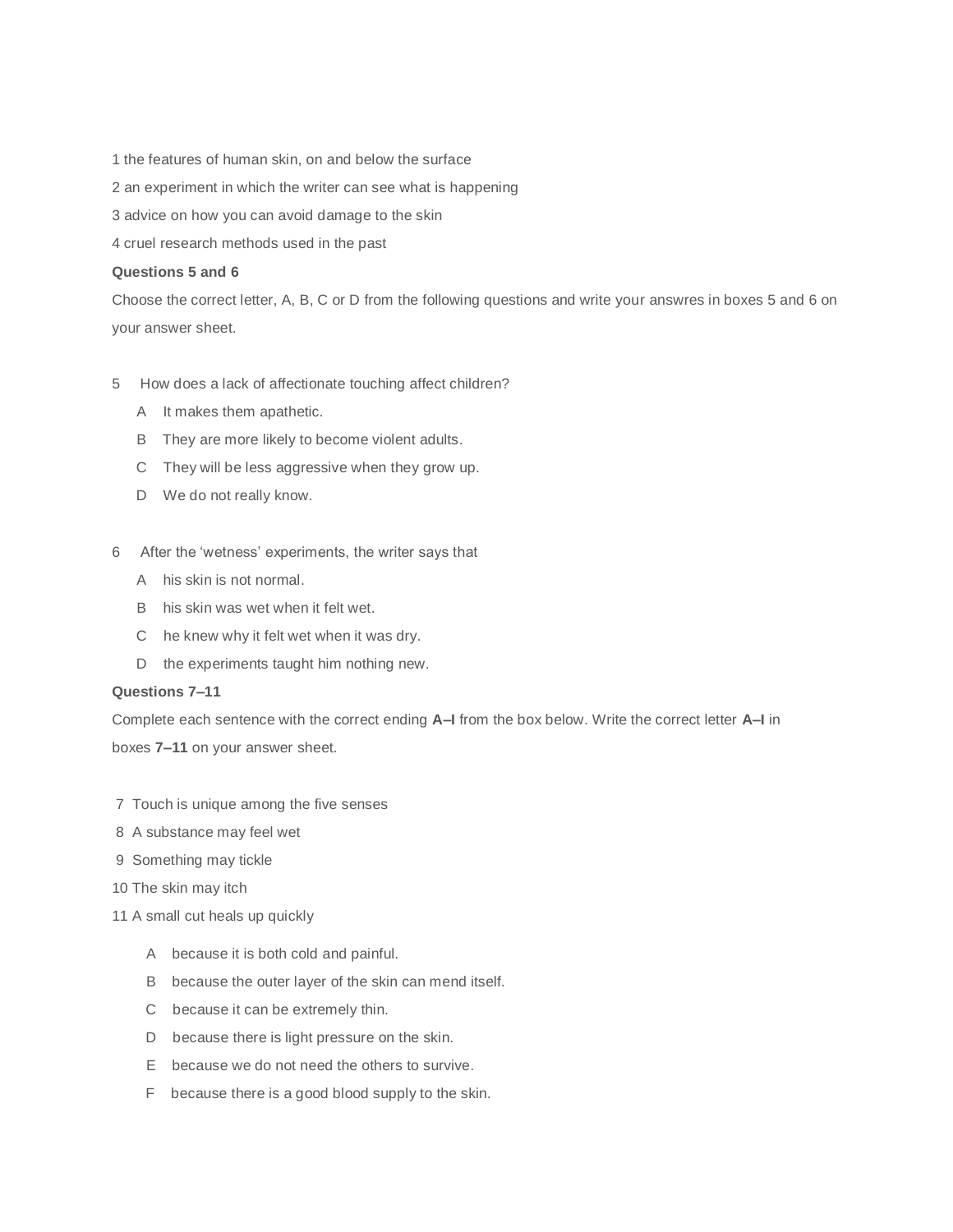1 the features of human skin, on and below the surface

2 an experiment in which the writer can see what is happening

3 advice on how you can avoid damage to the skin

4 cruel research methods used in the past

**Questions 5 and 6**

Choose the correct letter, A, B, C or D from the following questions and write your answsres in boxes 5 and 6 on your answer sheet.

5 How does a lack of affectionate touching affect children?

- A It makes them apathetic.
- B They are more likely to become violent adults.
- C They will be less aggressive when they grow up.
- D We do not really know.

6 After the 'wetness' experiments, the writer says that

- A his skin is not normal.
- B his skin was wet when it felt wet.
- C he knew why it felt wet when it was dry.
- D the experiments taught him nothing new.

**Questions 7–11**

Complete each sentence with the correct ending **A–I** from the box below. Write the correct letter **A–I** in boxes **7–11** on your answer sheet.

7 Touch is unique among the five senses

8 A substance may feel wet

9 Something may tickle

10 The skin may itch

11 A small cut heals up quickly

- A because it is both cold and painful.
- B because the outer layer of the skin can mend itself.
- C because it can be extremely thin.
- D because there is light pressure on the skin.
- E because we do not need the others to survive.
- F because there is a good blood supply to the skin.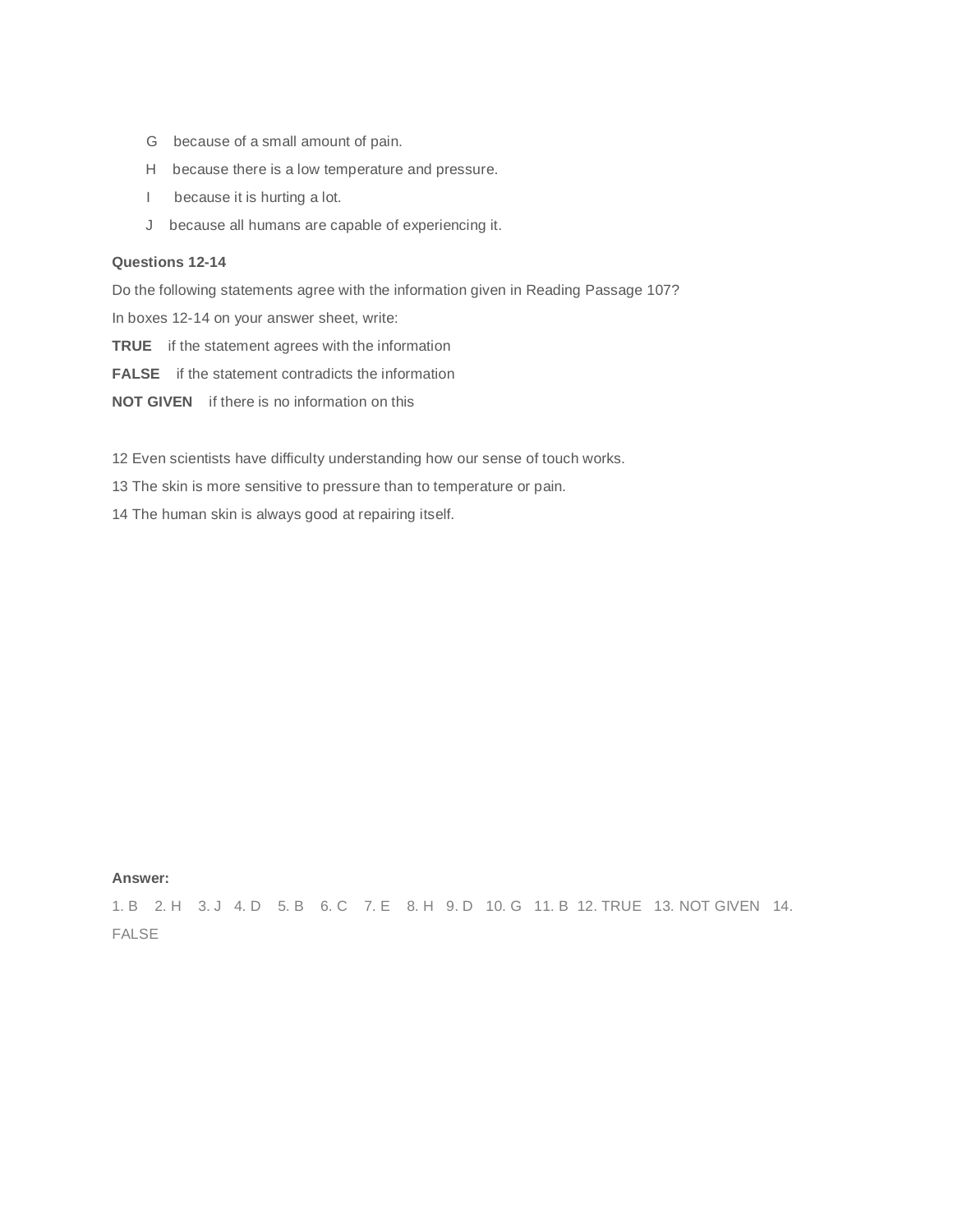G because of a small amount of pain.

H because there is a low temperature and pressure.

I because it is hurting a lot.

J because all humans are capable of experiencing it.

**Questions 12-14**

Do the following statements agree with the information given in Reading Passage 107?

In boxes 12-14 on your answer sheet, write:

**TRUE** if the statement agrees with the information

**FALSE** if the statement contradicts the information

**NOT GIVEN** if there is no information on this

12 Even scientists have difficulty understanding how our sense of touch works.

13 The skin is more sensitive to pressure than to temperature or pain.

14 The human skin is always good at repairing itself.

**Answer:**

1. B 2. H 3. J 4. D 5. B 6. C 7. E 8. H 9. D 10. G 11. B 12. TRUE 13. NOT GIVEN 14. FALSE